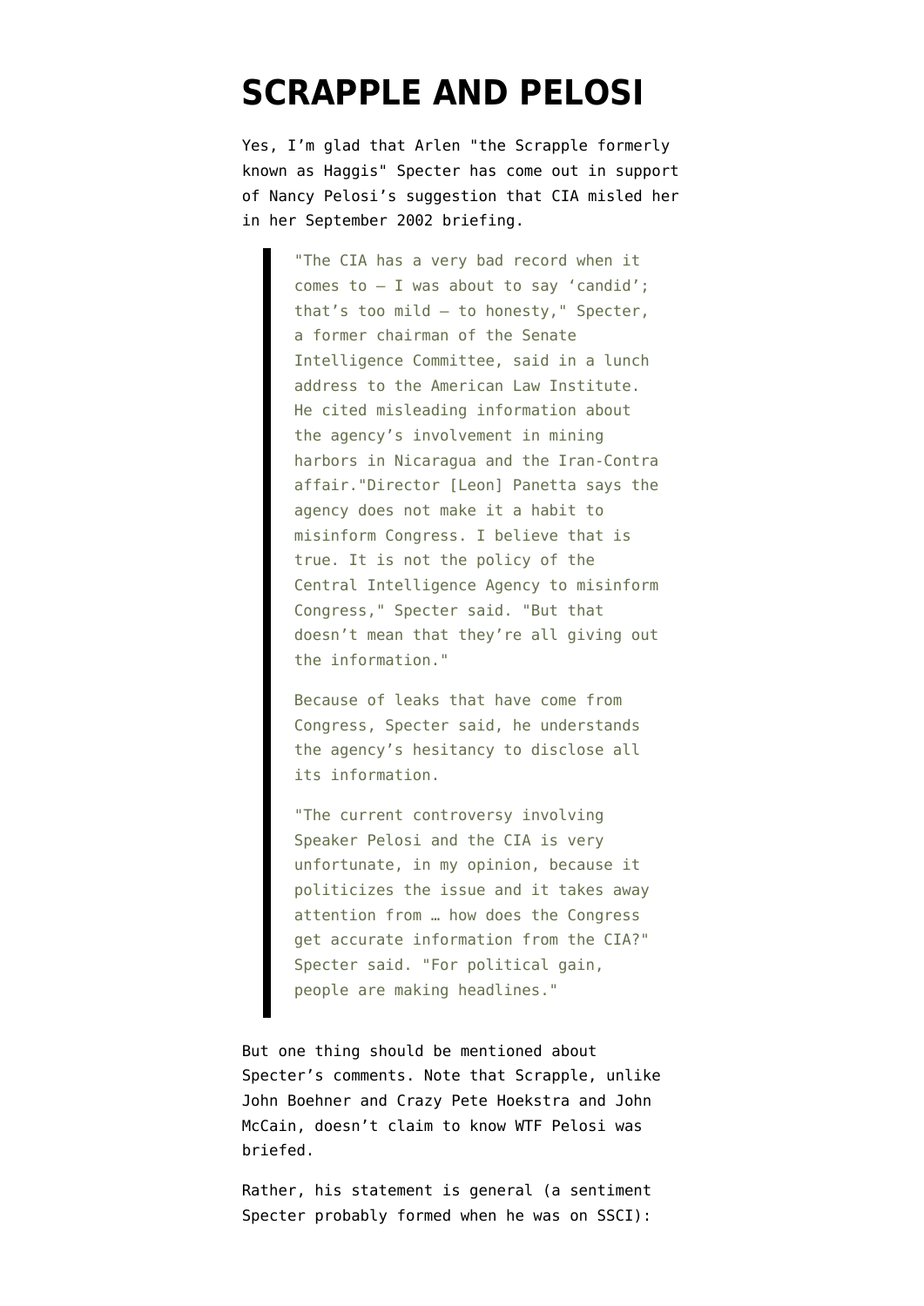# SCRAPPLE AND PELOSI

Yes, I'm glad that Arlen "the Scrapple formerly known as Haggis" Specter has come out in support of Nancy Pelosi's suggestion that CIA misled her in her September 2002 briefing.

> "The CIA has a very bad record when it comes to — I was about to say 'candid'; that's too mild — to honesty," Specter, a former chairman of the Senate Intelligence Committee, said in a lunch address to the American Law Institute. He cited misleading information about the agency's involvement in mining harbors in Nicaragua and the Iran-Contra affair."Director [Leon] Panetta says the agency does not make it a habit to misinform Congress. I believe that is true. It is not the policy of the Central Intelligence Agency to misinform Congress," Specter said. "But that doesn't mean that they're all giving out the information."
>
> Because of leaks that have come from Congress, Specter said, he understands the agency's hesitancy to disclose all its information.
>
> "The current controversy involving Speaker Pelosi and the CIA is very unfortunate, in my opinion, because it politicizes the issue and it takes away attention from … how does the Congress get accurate information from the CIA?" Specter said. "For political gain, people are making headlines."

But one thing should be mentioned about Specter's comments. Note that Scrapple, unlike John Boehner and Crazy Pete Hoekstra and John McCain, doesn't claim to know WTF Pelosi was briefed.

Rather, his statement is general (a sentiment Specter probably formed when he was on SSCI):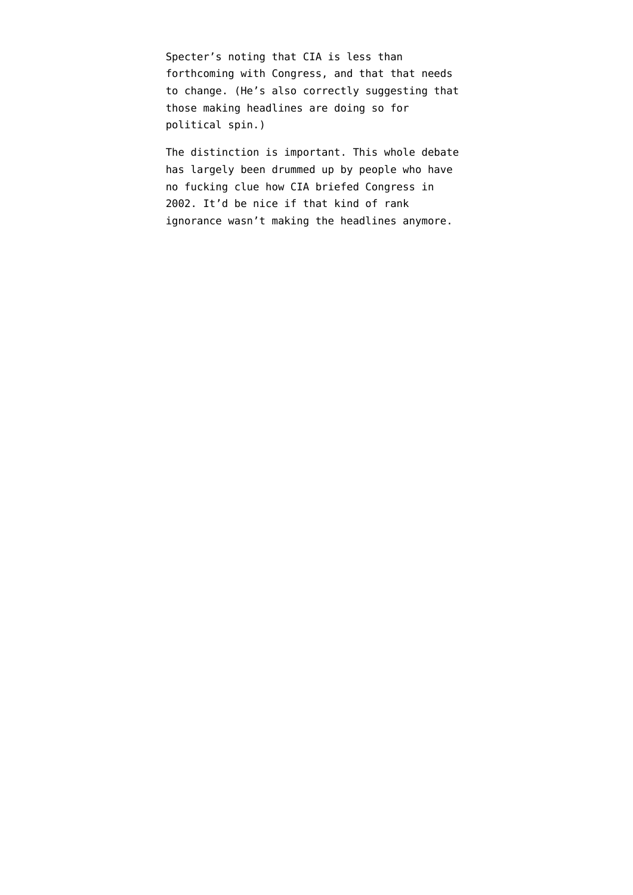Specter's noting that CIA is less than forthcoming with Congress, and that that needs to change. (He's also correctly suggesting that those making headlines are doing so for political spin.)

The distinction is important. This whole debate has largely been drummed up by people who have no fucking clue how CIA briefed Congress in 2002. It'd be nice if that kind of rank ignorance wasn't making the headlines anymore.